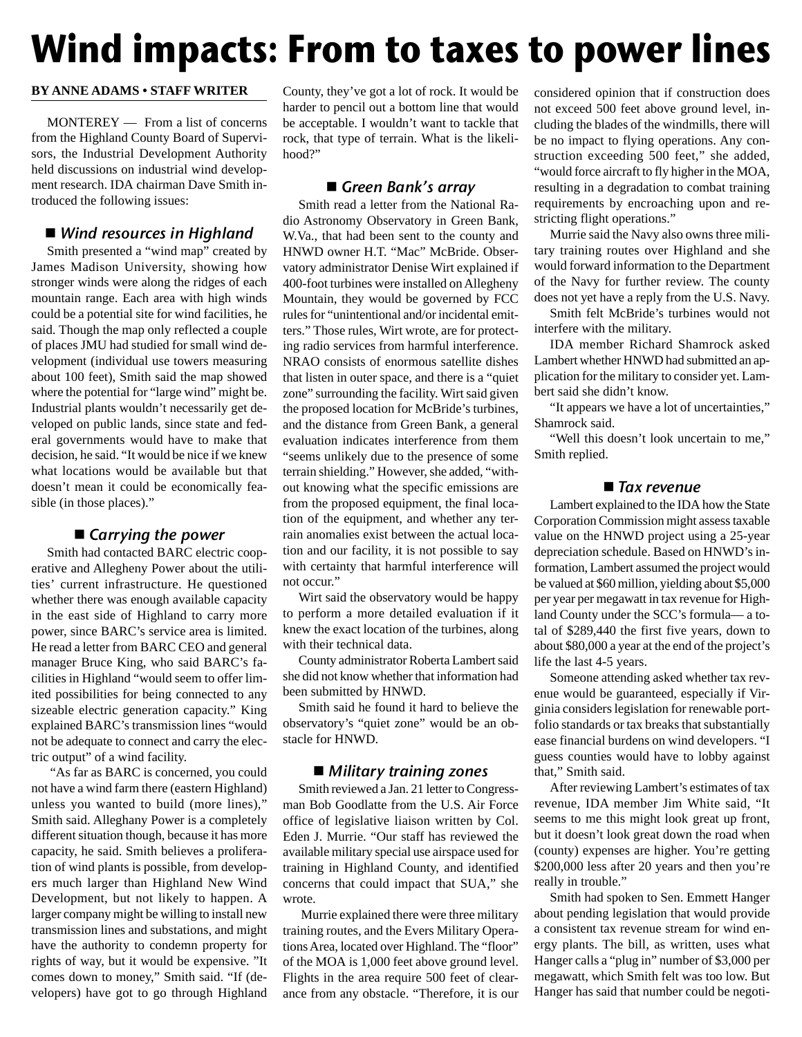# Wind impacts: From to taxes to power lines

**BY ANNE ADAMS • STAFF WRITER**

MONTEREY — From a list of concerns from the Highland County Board of Supervisors, the Industrial Development Authority held discussions on industrial wind development research. IDA chairman Dave Smith introduced the following issues:

### ■ *Wind resources in Highland*

Smith presented a "wind map" created by James Madison University, showing how stronger winds were along the ridges of each mountain range. Each area with high winds could be a potential site for wind facilities, he said. Though the map only reflected a couple of places JMU had studied for small wind development (individual use towers measuring about 100 feet), Smith said the map showed where the potential for "large wind" might be. Industrial plants wouldn't necessarily get developed on public lands, since state and federal governments would have to make that decision, he said. "It would be nice if we knew what locations would be available but that doesn't mean it could be economically feasible (in those places)."

### ■ *Carrying the power*

Smith had contacted BARC electric cooperative and Allegheny Power about the utilities' current infrastructure. He questioned whether there was enough available capacity in the east side of Highland to carry more power, since BARC's service area is limited. He read a letter from BARC CEO and general manager Bruce King, who said BARC's facilities in Highland "would seem to offer limited possibilities for being connected to any sizeable electric generation capacity." King explained BARC's transmission lines "would not be adequate to connect and carry the electric output" of a wind facility.

"As far as BARC is concerned, you could not have a wind farm there (eastern Highland) unless you wanted to build (more lines)," Smith said. Alleghany Power is a completely different situation though, because it has more capacity, he said. Smith believes a proliferation of wind plants is possible, from developers much larger than Highland New Wind Development, but not likely to happen. A larger company might be willing to install new transmission lines and substations, and might have the authority to condemn property for rights of way, but it would be expensive. "It comes down to money," Smith said. "If (developers) have got to go through Highland County, they've got a lot of rock. It would be harder to pencil out a bottom line that would be acceptable. I wouldn't want to tackle that rock, that type of terrain. What is the likelihood?"

### ■ *Green Bank's array*

Smith read a letter from the National Radio Astronomy Observatory in Green Bank, W.Va., that had been sent to the county and HNWD owner H.T. "Mac" McBride. Observatory administrator Denise Wirt explained if 400-foot turbines were installed on Allegheny Mountain, they would be governed by FCC rules for "unintentional and/or incidental emitters." Those rules, Wirt wrote, are for protecting radio services from harmful interference. NRAO consists of enormous satellite dishes that listen in outer space, and there is a "quiet zone" surrounding the facility. Wirt said given the proposed location for McBride's turbines, and the distance from Green Bank, a general evaluation indicates interference from them "seems unlikely due to the presence of some terrain shielding." However, she added, "without knowing what the specific emissions are from the proposed equipment, the final location of the equipment, and whether any terrain anomalies exist between the actual location and our facility, it is not possible to say with certainty that harmful interference will not occur."

Wirt said the observatory would be happy to perform a more detailed evaluation if it knew the exact location of the turbines, along with their technical data.

County administrator Roberta Lambert said she did not know whether that information had been submitted by HNWD.

Smith said he found it hard to believe the observatory's "quiet zone" would be an obstacle for HNWD.

### ■ *Military training zones*

Smith reviewed a Jan. 21 letter to Congressman Bob Goodlatte from the U.S. Air Force office of legislative liaison written by Col. Eden J. Murrie. "Our staff has reviewed the available military special use airspace used for training in Highland County, and identified concerns that could impact that SUA," she wrote.

Murrie explained there were three military training routes, and the Evers Military Operations Area, located over Highland. The "floor" of the MOA is 1,000 feet above ground level. Flights in the area require 500 feet of clearance from any obstacle. "Therefore, it is our considered opinion that if construction does not exceed 500 feet above ground level, including the blades of the windmills, there will be no impact to flying operations. Any construction exceeding 500 feet," she added, "would force aircraft to fly higher in the MOA, resulting in a degradation to combat training requirements by encroaching upon and restricting flight operations."

Murrie said the Navy also owns three military training routes over Highland and she would forward information to the Department of the Navy for further review. The county does not yet have a reply from the U.S. Navy.

Smith felt McBride's turbines would not interfere with the military.

IDA member Richard Shamrock asked Lambert whether HNWD had submitted an application for the military to consider yet. Lambert said she didn't know.

"It appears we have a lot of uncertainties," Shamrock said.

"Well this doesn't look uncertain to me," Smith replied.

### ■ *Tax revenue*

Lambert explained to the IDA how the State Corporation Commission might assess taxable value on the HNWD project using a 25-year depreciation schedule. Based on HNWD's information, Lambert assumed the project would be valued at $60 million, yielding about $5,000 per year per megawatt in tax revenue for Highland County under the SCC's formula— a total of $289,440 the first five years, down to about $80,000 a year at the end of the project's life the last 4-5 years.

Someone attending asked whether tax revenue would be guaranteed, especially if Virginia considers legislation for renewable portfolio standards or tax breaks that substantially ease financial burdens on wind developers. "I guess counties would have to lobby against that," Smith said.

After reviewing Lambert's estimates of tax revenue, IDA member Jim White said, "It seems to me this might look great up front, but it doesn't look great down the road when (county) expenses are higher. You're getting $200,000 less after 20 years and then you're really in trouble."

Smith had spoken to Sen. Emmett Hanger about pending legislation that would provide a consistent tax revenue stream for wind energy plants. The bill, as written, uses what Hanger calls a "plug in" number of $3,000 per megawatt, which Smith felt was too low. But Hanger has said that number could be negoti-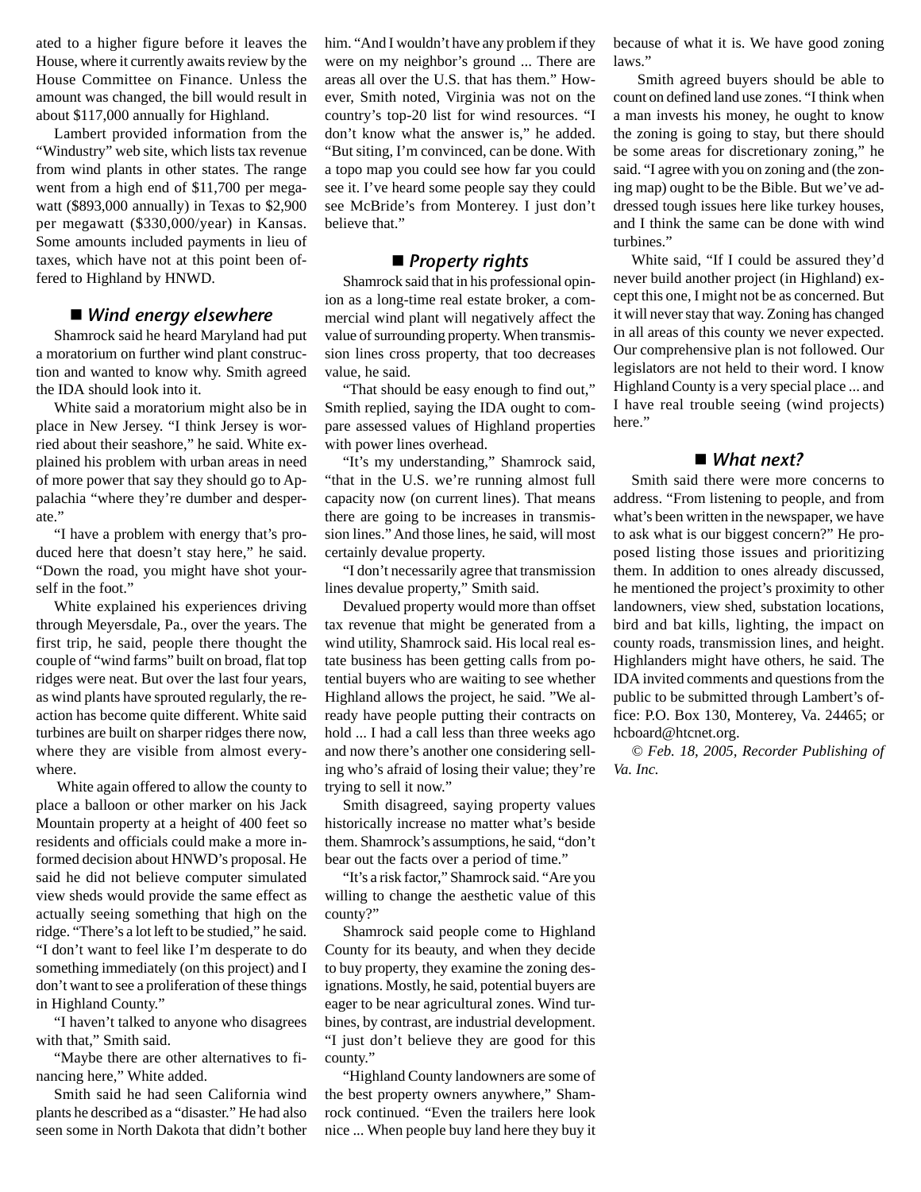ated to a higher figure before it leaves the House, where it currently awaits review by the House Committee on Finance. Unless the amount was changed, the bill would result in about $117,000 annually for Highland.

Lambert provided information from the "Windustry" web site, which lists tax revenue from wind plants in other states. The range went from a high end of $11,700 per megawatt ($893,000 annually) in Texas to $2,900 per megawatt ($330,000/year) in Kansas. Some amounts included payments in lieu of taxes, which have not at this point been offered to Highland by HNWD.

### ■ *Wind energy elsewhere*

Shamrock said he heard Maryland had put a moratorium on further wind plant construction and wanted to know why. Smith agreed the IDA should look into it.

White said a moratorium might also be in place in New Jersey. "I think Jersey is worried about their seashore," he said. White explained his problem with urban areas in need of more power that say they should go to Appalachia "where they're dumber and desperate."

"I have a problem with energy that's produced here that doesn't stay here," he said. "Down the road, you might have shot yourself in the foot."

White explained his experiences driving through Meyersdale, Pa., over the years. The first trip, he said, people there thought the couple of "wind farms" built on broad, flat top ridges were neat. But over the last four years, as wind plants have sprouted regularly, the reaction has become quite different. White said turbines are built on sharper ridges there now, where they are visible from almost everywhere.

White again offered to allow the county to place a balloon or other marker on his Jack Mountain property at a height of 400 feet so residents and officials could make a more informed decision about HNWD's proposal. He said he did not believe computer simulated view sheds would provide the same effect as actually seeing something that high on the ridge. "There's a lot left to be studied," he said. "I don't want to feel like I'm desperate to do something immediately (on this project) and I don't want to see a proliferation of these things in Highland County."

"I haven't talked to anyone who disagrees with that," Smith said.

"Maybe there are other alternatives to financing here," White added.

Smith said he had seen California wind plants he described as a "disaster." He had also seen some in North Dakota that didn't bother him. "And I wouldn't have any problem if they were on my neighbor's ground ... There are areas all over the U.S. that has them." However, Smith noted, Virginia was not on the country's top-20 list for wind resources. "I don't know what the answer is," he added. "But siting, I'm convinced, can be done. With a topo map you could see how far you could see it. I've heard some people say they could see McBride's from Monterey. I just don't believe that."

### ■ *Property rights*

Shamrock said that in his professional opinion as a long-time real estate broker, a commercial wind plant will negatively affect the value of surrounding property. When transmission lines cross property, that too decreases value, he said.

"That should be easy enough to find out," Smith replied, saying the IDA ought to compare assessed values of Highland properties with power lines overhead.

"It's my understanding," Shamrock said, "that in the U.S. we're running almost full capacity now (on current lines). That means there are going to be increases in transmission lines." And those lines, he said, will most certainly devalue property.

"I don't necessarily agree that transmission lines devalue property," Smith said.

Devalued property would more than offset tax revenue that might be generated from a wind utility, Shamrock said. His local real estate business has been getting calls from potential buyers who are waiting to see whether Highland allows the project, he said. "We already have people putting their contracts on hold ... I had a call less than three weeks ago and now there's another one considering selling who's afraid of losing their value; they're trying to sell it now."

Smith disagreed, saying property values historically increase no matter what's beside them. Shamrock's assumptions, he said, "don't bear out the facts over a period of time."

"It's a risk factor," Shamrock said. "Are you willing to change the aesthetic value of this county?"

Shamrock said people come to Highland County for its beauty, and when they decide to buy property, they examine the zoning designations. Mostly, he said, potential buyers are eager to be near agricultural zones. Wind turbines, by contrast, are industrial development. "I just don't believe they are good for this county."

"Highland County landowners are some of the best property owners anywhere," Shamrock continued. "Even the trailers here look nice ... When people buy land here they buy it because of what it is. We have good zoning laws."

Smith agreed buyers should be able to count on defined land use zones. "I think when a man invests his money, he ought to know the zoning is going to stay, but there should be some areas for discretionary zoning," he said. "I agree with you on zoning and (the zoning map) ought to be the Bible. But we've addressed tough issues here like turkey houses, and I think the same can be done with wind turbines."

White said, "If I could be assured they'd never build another project (in Highland) except this one, I might not be as concerned. But it will never stay that way. Zoning has changed in all areas of this county we never expected. Our comprehensive plan is not followed. Our legislators are not held to their word. I know Highland County is a very special place ... and I have real trouble seeing (wind projects) here."

### ■ *What next?*

Smith said there were more concerns to address. "From listening to people, and from what's been written in the newspaper, we have to ask what is our biggest concern?" He proposed listing those issues and prioritizing them. In addition to ones already discussed, he mentioned the project's proximity to other landowners, view shed, substation locations, bird and bat kills, lighting, the impact on county roads, transmission lines, and height. Highlanders might have others, he said. The IDA invited comments and questions from the public to be submitted through Lambert's office: P.O. Box 130, Monterey, Va. 24465; or hcboard@htcnet.org.

*© Feb. 18, 2005, Recorder Publishing of Va. Inc.*